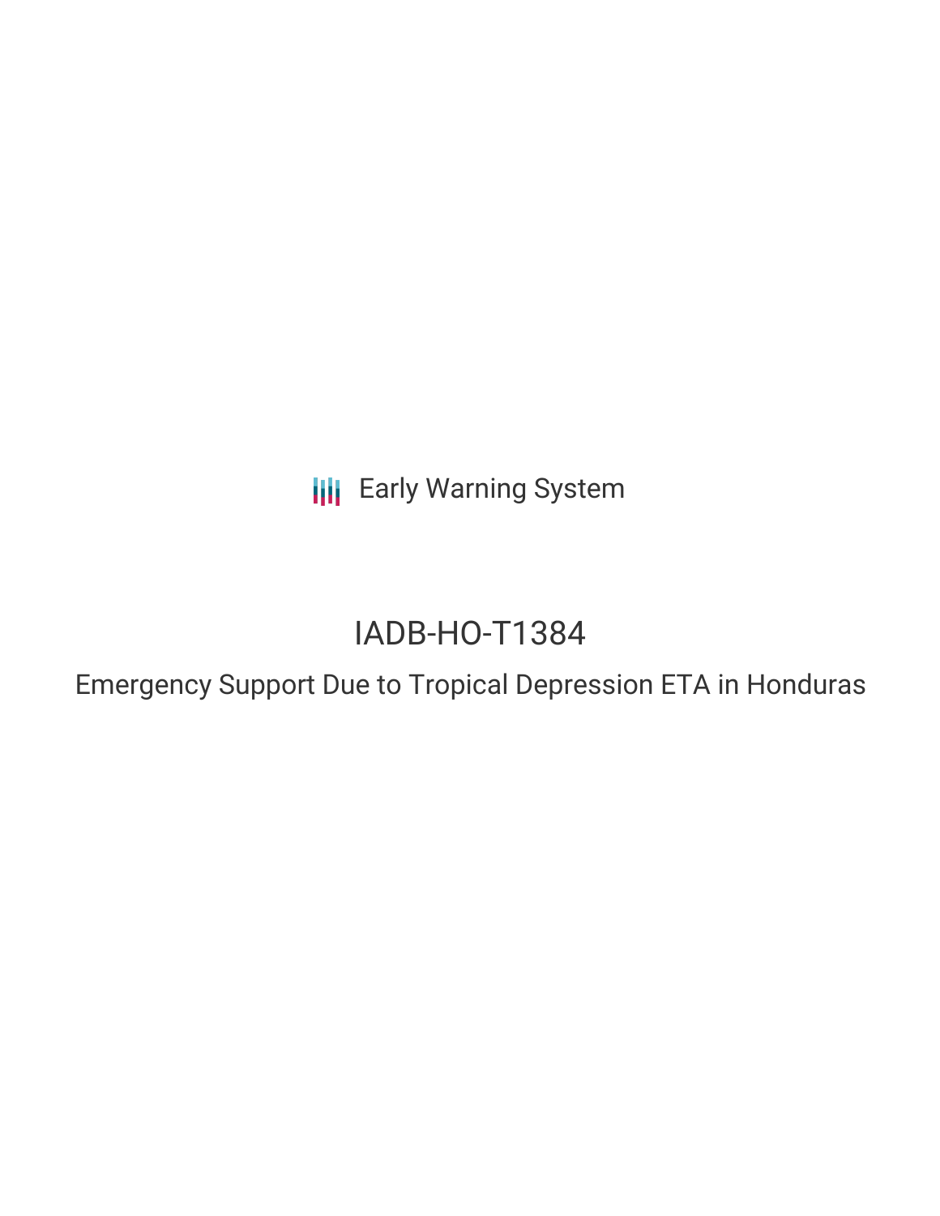Early Warning System

# IADB-HO-T1384

## Emergency Support Due to Tropical Depression ETA in Honduras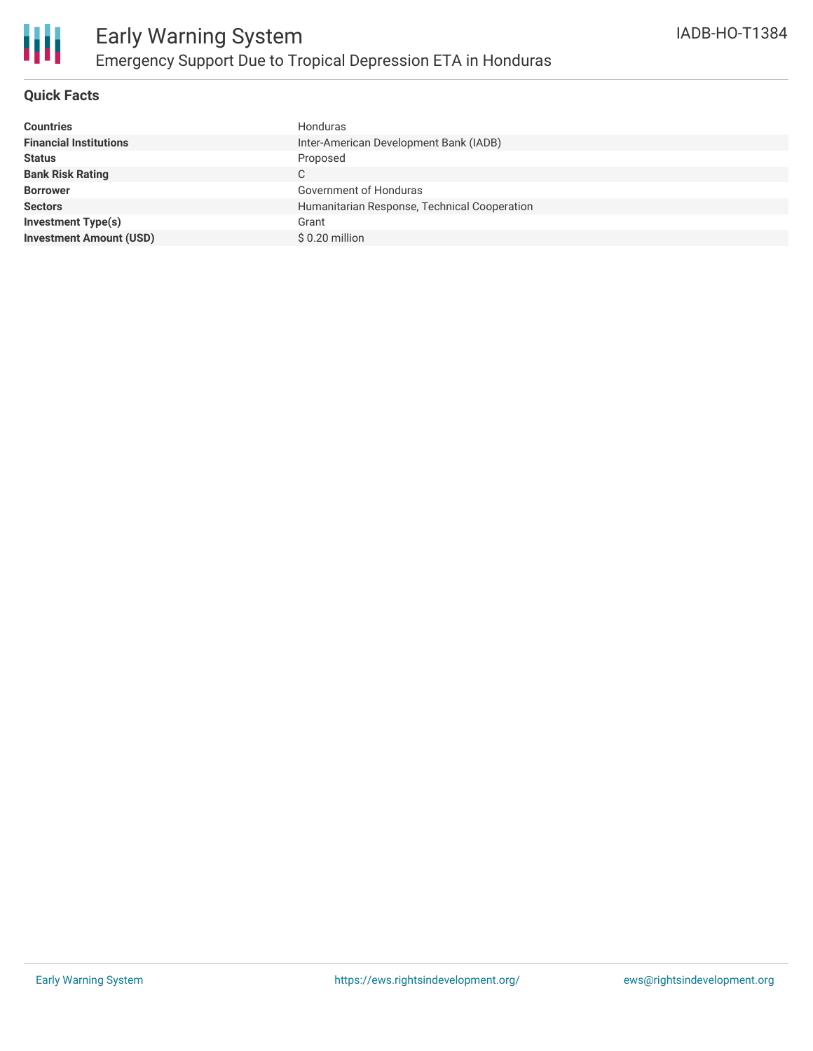# Early Warning System

## Emergency Support Due to Tropical Depression ETA in Honduras

IADB-HO-T1384

### Quick Facts

| | |
|---|---|
| **Countries** | Honduras |
| **Financial Institutions** | Inter-American Development Bank (IADB) |
| **Status** | Proposed |
| **Bank Risk Rating** | C |
| **Borrower** | Government of Honduras |
| **Sectors** | Humanitarian Response, Technical Cooperation |
| **Investment Type(s)** | Grant |
| **Investment Amount (USD)** | $ 0.20 million |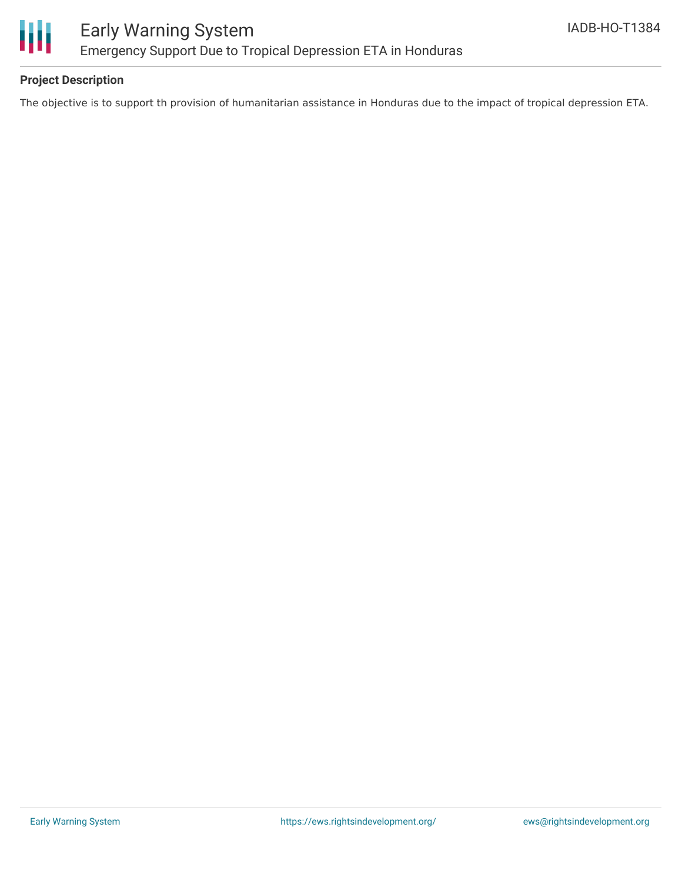**Project Description**

The objective is to support th provision of humanitarian assistance in Honduras due to the impact of tropical depression ETA.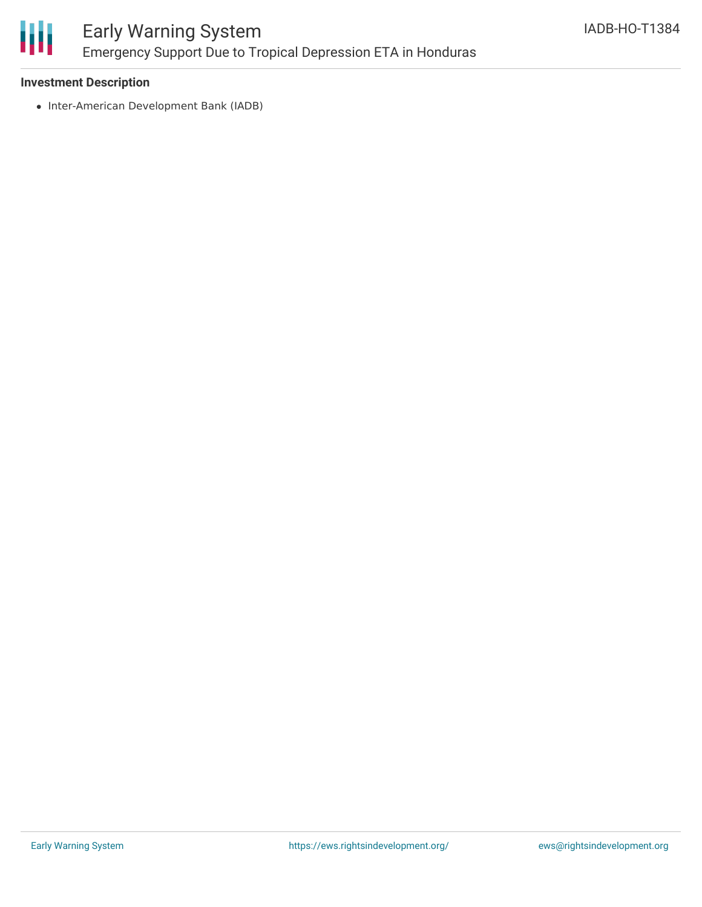**Investment Description**

- Inter-American Development Bank (IADB)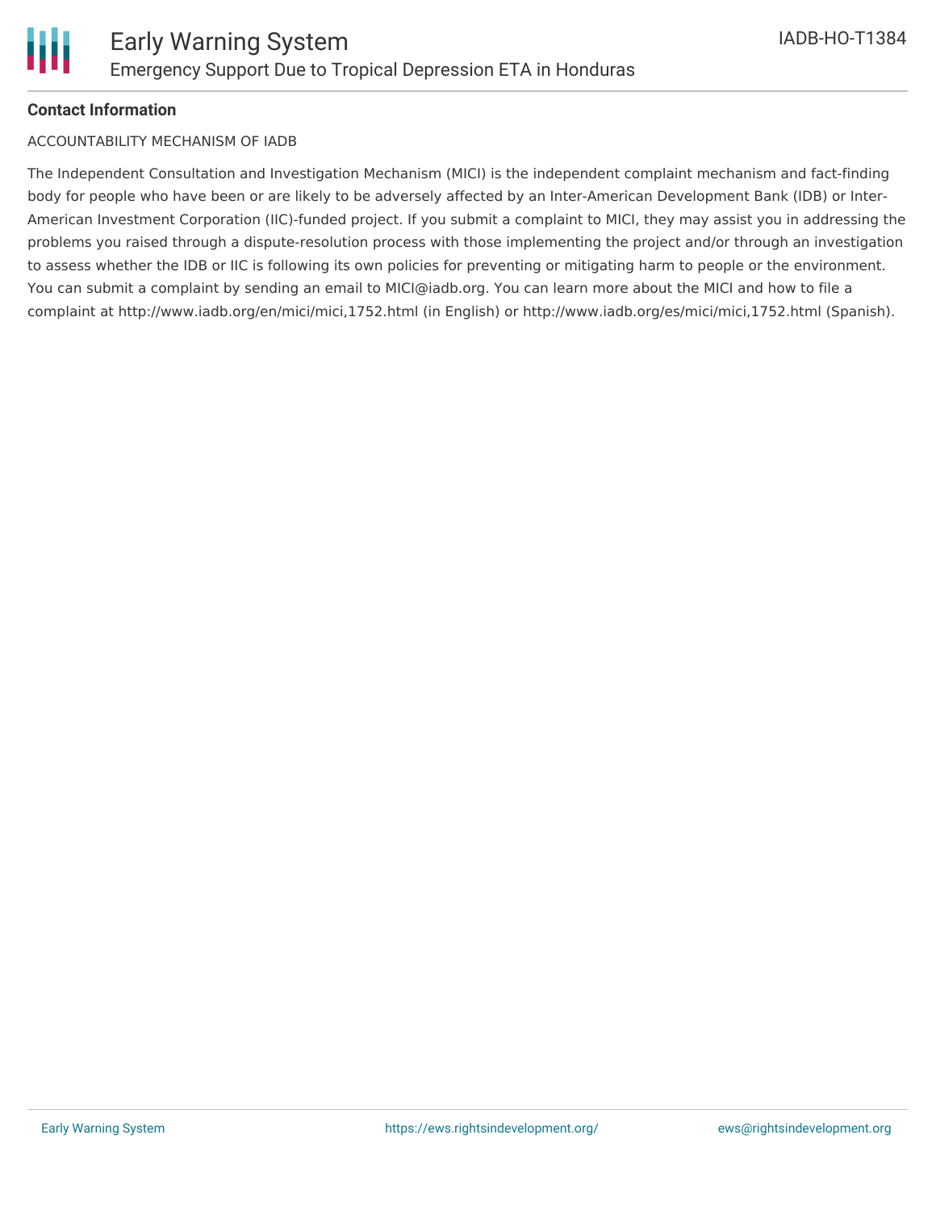**Contact Information**

ACCOUNTABILITY MECHANISM OF IADB

The Independent Consultation and Investigation Mechanism (MICI) is the independent complaint mechanism and fact-finding body for people who have been or are likely to be adversely affected by an Inter-American Development Bank (IDB) or Inter-American Investment Corporation (IIC)-funded project. If you submit a complaint to MICI, they may assist you in addressing the problems you raised through a dispute-resolution process with those implementing the project and/or through an investigation to assess whether the IDB or IIC is following its own policies for preventing or mitigating harm to people or the environment. You can submit a complaint by sending an email to MICI@iadb.org. You can learn more about the MICI and how to file a complaint at http://www.iadb.org/en/mici/mici,1752.html (in English) or http://www.iadb.org/es/mici/mici,1752.html (Spanish).